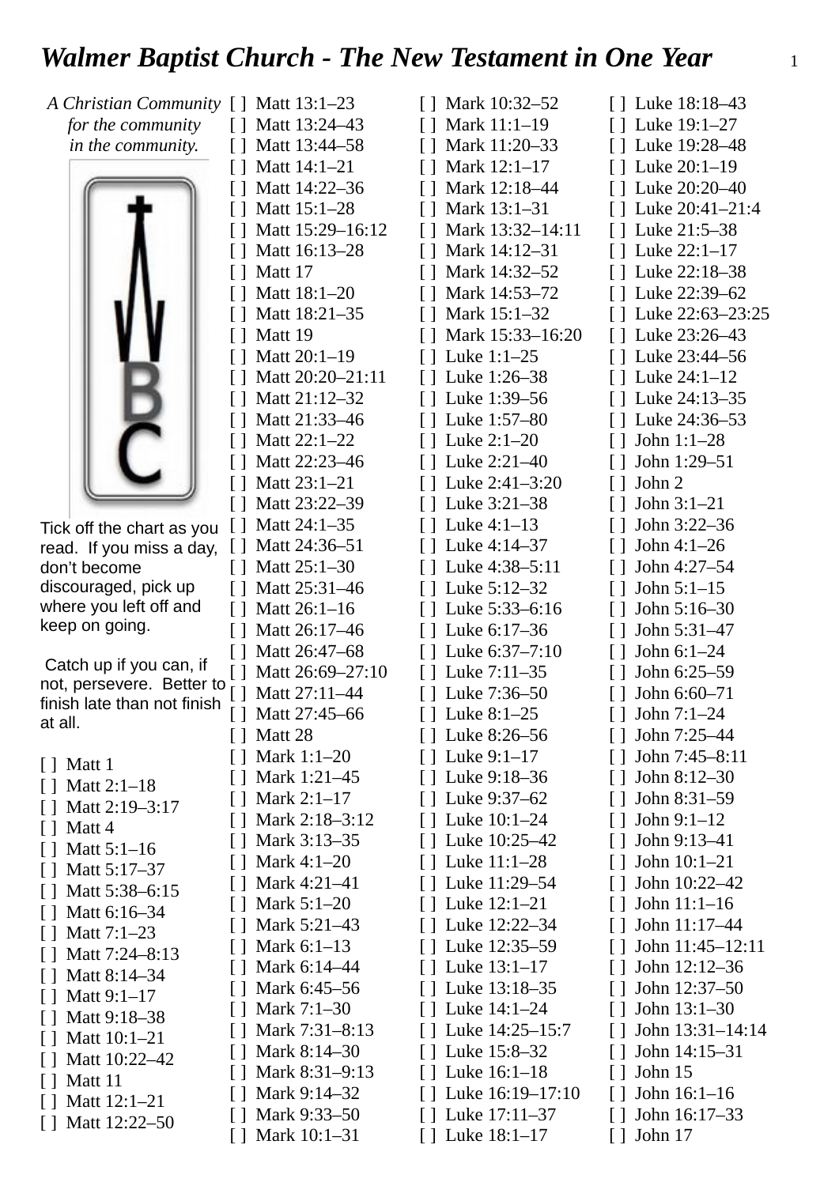# *Walmer Baptist Church - The New Testament in One Year*

*A Christian Community*
*for the community*
*in the community.*

Tick off the chart as you read. If you miss a day, don't become discouraged, pick up where you left off and keep on going.

Catch up if you can, if not, persevere. Better to finish late than not finish at all.

[ ] Matt 1
[ ] Matt 2:1–18
[ ] Matt 2:19–3:17
[ ] Matt 4
[ ] Matt 5:1–16
[ ] Matt 5:17–37
[ ] Matt 5:38–6:15
[ ] Matt 6:16–34
[ ] Matt 7:1–23
[ ] Matt 7:24–8:13
[ ] Matt 8:14–34
[ ] Matt 9:1–17
[ ] Matt 9:18–38
[ ] Matt 10:1–21
[ ] Matt 10:22–42
[ ] Matt 11
[ ] Matt 12:1–21
[ ] Matt 12:22–50
[ ] Matt 13:1–23
[ ] Matt 13:24–43
[ ] Matt 13:44–58
[ ] Matt 14:1–21
[ ] Matt 14:22–36
[ ] Matt 15:1–28
[ ] Matt 15:29–16:12
[ ] Matt 16:13–28
[ ] Matt 17
[ ] Matt 18:1–20
[ ] Matt 18:21–35
[ ] Matt 19
[ ] Matt 20:1–19
[ ] Matt 20:20–21:11
[ ] Matt 21:12–32
[ ] Matt 21:33–46
[ ] Matt 22:1–22
[ ] Matt 22:23–46
[ ] Matt 23:1–21
[ ] Matt 23:22–39
[ ] Matt 24:1–35
[ ] Matt 24:36–51
[ ] Matt 25:1–30
[ ] Matt 25:31–46
[ ] Matt 26:1–16
[ ] Matt 26:17–46
[ ] Matt 26:47–68
[ ] Matt 26:69–27:10
[ ] Matt 27:11–44
[ ] Matt 27:45–66
[ ] Matt 28
[ ] Mark 1:1–20
[ ] Mark 1:21–45
[ ] Mark 2:1–17
[ ] Mark 2:18–3:12
[ ] Mark 3:13–35
[ ] Mark 4:1–20
[ ] Mark 4:21–41
[ ] Mark 5:1–20
[ ] Mark 5:21–43
[ ] Mark 6:1–13
[ ] Mark 6:14–44
[ ] Mark 6:45–56
[ ] Mark 7:1–30
[ ] Mark 7:31–8:13
[ ] Mark 8:14–30
[ ] Mark 8:31–9:13
[ ] Mark 9:14–32
[ ] Mark 9:33–50
[ ] Mark 10:1–31
[ ] Mark 10:32–52
[ ] Mark 11:1–19
[ ] Mark 11:20–33
[ ] Mark 12:1–17
[ ] Mark 12:18–44
[ ] Mark 13:1–31
[ ] Mark 13:32–14:11
[ ] Mark 14:12–31
[ ] Mark 14:32–52
[ ] Mark 14:53–72
[ ] Mark 15:1–32
[ ] Mark 15:33–16:20
[ ] Luke 1:1–25
[ ] Luke 1:26–38
[ ] Luke 1:39–56
[ ] Luke 1:57–80
[ ] Luke 2:1–20
[ ] Luke 2:21–40
[ ] Luke 2:41–3:20
[ ] Luke 3:21–38
[ ] Luke 4:1–13
[ ] Luke 4:14–37
[ ] Luke 4:38–5:11
[ ] Luke 5:12–32
[ ] Luke 5:33–6:16
[ ] Luke 6:17–36
[ ] Luke 6:37–7:10
[ ] Luke 7:11–35
[ ] Luke 7:36–50
[ ] Luke 8:1–25
[ ] Luke 8:26–56
[ ] Luke 9:1–17
[ ] Luke 9:18–36
[ ] Luke 9:37–62
[ ] Luke 10:1–24
[ ] Luke 10:25–42
[ ] Luke 11:1–28
[ ] Luke 11:29–54
[ ] Luke 12:1–21
[ ] Luke 12:22–34
[ ] Luke 12:35–59
[ ] Luke 13:1–17
[ ] Luke 13:18–35
[ ] Luke 14:1–24
[ ] Luke 14:25–15:7
[ ] Luke 15:8–32
[ ] Luke 16:1–18
[ ] Luke 16:19–17:10
[ ] Luke 17:11–37
[ ] Luke 18:1–17
[ ] Luke 18:18–43
[ ] Luke 19:1–27
[ ] Luke 19:28–48
[ ] Luke 20:1–19
[ ] Luke 20:20–40
[ ] Luke 20:41–21:4
[ ] Luke 21:5–38
[ ] Luke 22:1–17
[ ] Luke 22:18–38
[ ] Luke 22:39–62
[ ] Luke 22:63–23:25
[ ] Luke 23:26–43
[ ] Luke 23:44–56
[ ] Luke 24:1–12
[ ] Luke 24:13–35
[ ] Luke 24:36–53
[ ] John 1:1–28
[ ] John 1:29–51
[ ] John 2
[ ] John 3:1–21
[ ] John 3:22–36
[ ] John 4:1–26
[ ] John 4:27–54
[ ] John 5:1–15
[ ] John 5:16–30
[ ] John 5:31–47
[ ] John 6:1–24
[ ] John 6:25–59
[ ] John 6:60–71
[ ] John 7:1–24
[ ] John 7:25–44
[ ] John 7:45–8:11
[ ] John 8:12–30
[ ] John 8:31–59
[ ] John 9:1–12
[ ] John 9:13–41
[ ] John 10:1–21
[ ] John 10:22–42
[ ] John 11:1–16
[ ] John 11:17–44
[ ] John 11:45–12:11
[ ] John 12:12–36
[ ] John 12:37–50
[ ] John 13:1–30
[ ] John 13:31–14:14
[ ] John 14:15–31
[ ] John 15
[ ] John 16:1–16
[ ] John 16:17–33
[ ] John 17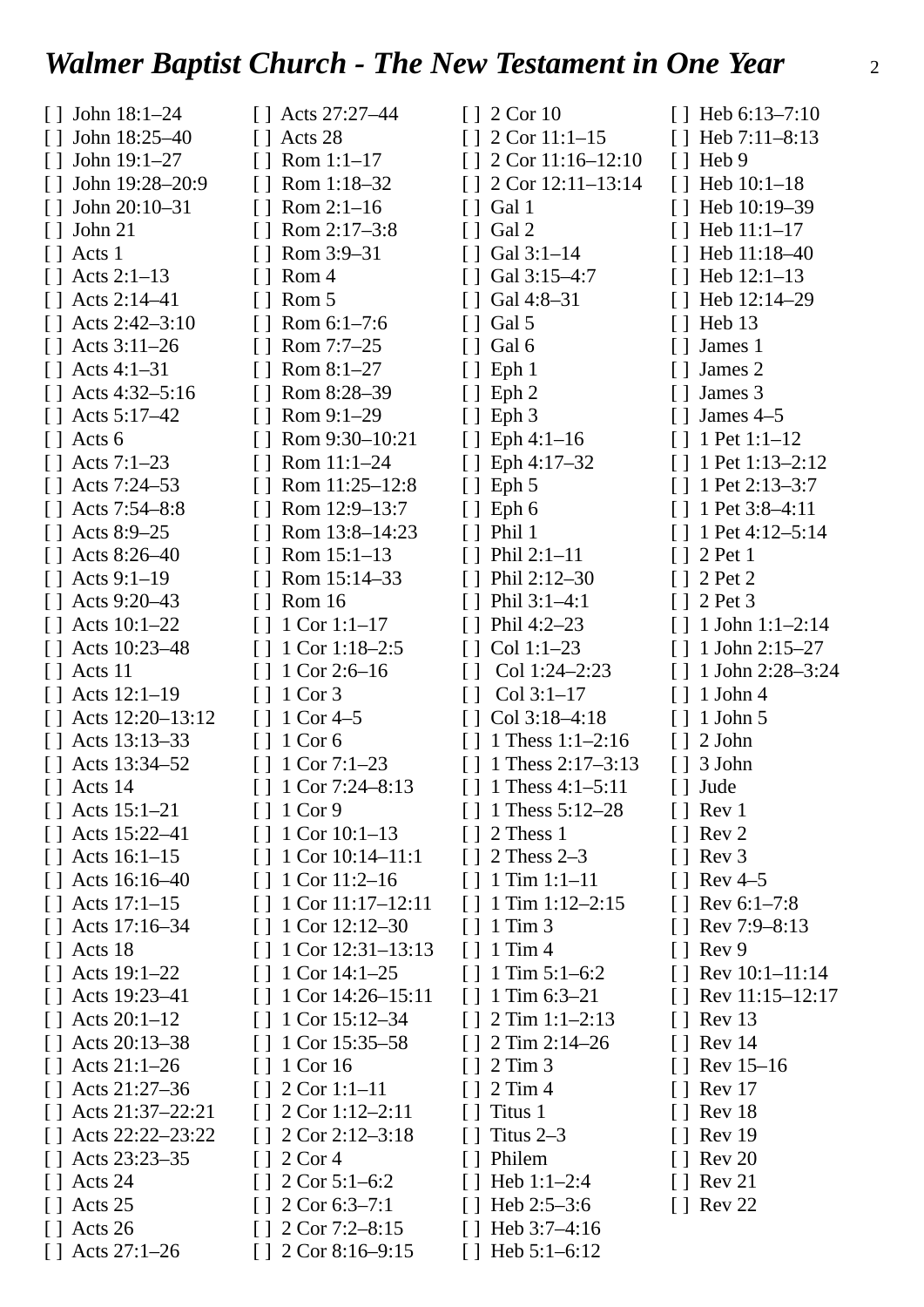# *Walmer Baptist Church - The New Testament in One Year*

[ ] John 18:1–24
[ ] John 18:25–40
[ ] John 19:1–27
[ ] John 19:28–20:9
[ ] John 20:10–31
[ ] John 21
[ ] Acts 1
[ ] Acts 2:1–13
[ ] Acts 2:14–41
[ ] Acts 2:42–3:10
[ ] Acts 3:11–26
[ ] Acts 4:1–31
[ ] Acts 4:32–5:16
[ ] Acts 5:17–42
[ ] Acts 6
[ ] Acts 7:1–23
[ ] Acts 7:24–53
[ ] Acts 7:54–8:8
[ ] Acts 8:9–25
[ ] Acts 8:26–40
[ ] Acts 9:1–19
[ ] Acts 9:20–43
[ ] Acts 10:1–22
[ ] Acts 10:23–48
[ ] Acts 11
[ ] Acts 12:1–19
[ ] Acts 12:20–13:12
[ ] Acts 13:13–33
[ ] Acts 13:34–52
[ ] Acts 14
[ ] Acts 15:1–21
[ ] Acts 15:22–41
[ ] Acts 16:1–15
[ ] Acts 16:16–40
[ ] Acts 17:1–15
[ ] Acts 17:16–34
[ ] Acts 18
[ ] Acts 19:1–22
[ ] Acts 19:23–41
[ ] Acts 20:1–12
[ ] Acts 20:13–38
[ ] Acts 21:1–26
[ ] Acts 21:27–36
[ ] Acts 21:37–22:21
[ ] Acts 22:22–23:22
[ ] Acts 23:23–35
[ ] Acts 24
[ ] Acts 25
[ ] Acts 26
[ ] Acts 27:1–26
[ ] Acts 27:27–44
[ ] Acts 28
[ ] Rom 1:1–17
[ ] Rom 1:18–32
[ ] Rom 2:1–16
[ ] Rom 2:17–3:8
[ ] Rom 3:9–31
[ ] Rom 4
[ ] Rom 5
[ ] Rom 6:1–7:6
[ ] Rom 7:7–25
[ ] Rom 8:1–27
[ ] Rom 8:28–39
[ ] Rom 9:1–29
[ ] Rom 9:30–10:21
[ ] Rom 11:1–24
[ ] Rom 11:25–12:8
[ ] Rom 12:9–13:7
[ ] Rom 13:8–14:23
[ ] Rom 15:1–13
[ ] Rom 15:14–33
[ ] Rom 16
[ ] 1 Cor 1:1–17
[ ] 1 Cor 1:18–2:5
[ ] 1 Cor 2:6–16
[ ] 1 Cor 3
[ ] 1 Cor 4–5
[ ] 1 Cor 6
[ ] 1 Cor 7:1–23
[ ] 1 Cor 7:24–8:13
[ ] 1 Cor 9
[ ] 1 Cor 10:1–13
[ ] 1 Cor 10:14–11:1
[ ] 1 Cor 11:2–16
[ ] 1 Cor 11:17–12:11
[ ] 1 Cor 12:12–30
[ ] 1 Cor 12:31–13:13
[ ] 1 Cor 14:1–25
[ ] 1 Cor 14:26–15:11
[ ] 1 Cor 15:12–34
[ ] 1 Cor 15:35–58
[ ] 1 Cor 16
[ ] 2 Cor 1:1–11
[ ] 2 Cor 1:12–2:11
[ ] 2 Cor 2:12–3:18
[ ] 2 Cor 4
[ ] 2 Cor 5:1–6:2
[ ] 2 Cor 6:3–7:1
[ ] 2 Cor 7:2–8:15
[ ] 2 Cor 8:16–9:15
[ ] 2 Cor 10
[ ] 2 Cor 11:1–15
[ ] 2 Cor 11:16–12:10
[ ] 2 Cor 12:11–13:14
[ ] Gal 1
[ ] Gal 2
[ ] Gal 3:1–14
[ ] Gal 3:15–4:7
[ ] Gal 4:8–31
[ ] Gal 5
[ ] Gal 6
[ ] Eph 1
[ ] Eph 2
[ ] Eph 3
[ ] Eph 4:1–16
[ ] Eph 4:17–32
[ ] Eph 5
[ ] Eph 6
[ ] Phil 1
[ ] Phil 2:1–11
[ ] Phil 2:12–30
[ ] Phil 3:1–4:1
[ ] Phil 4:2–23
[ ] Col 1:1–23
[ ] Col 1:24–2:23
[ ] Col 3:1–17
[ ] Col 3:18–4:18
[ ] 1 Thess 1:1–2:16
[ ] 1 Thess 2:17–3:13
[ ] 1 Thess 4:1–5:11
[ ] 1 Thess 5:12–28
[ ] 2 Thess 1
[ ] 2 Thess 2–3
[ ] 1 Tim 1:1–11
[ ] 1 Tim 1:12–2:15
[ ] 1 Tim 3
[ ] 1 Tim 4
[ ] 1 Tim 5:1–6:2
[ ] 1 Tim 6:3–21
[ ] 2 Tim 1:1–2:13
[ ] 2 Tim 2:14–26
[ ] 2 Tim 3
[ ] 2 Tim 4
[ ] Titus 1
[ ] Titus 2–3
[ ] Philem
[ ] Heb 1:1–2:4
[ ] Heb 2:5–3:6
[ ] Heb 3:7–4:16
[ ] Heb 5:1–6:12
[ ] Heb 6:13–7:10
[ ] Heb 7:11–8:13
[ ] Heb 9
[ ] Heb 10:1–18
[ ] Heb 10:19–39
[ ] Heb 11:1–17
[ ] Heb 11:18–40
[ ] Heb 12:1–13
[ ] Heb 12:14–29
[ ] Heb 13
[ ] James 1
[ ] James 2
[ ] James 3
[ ] James 4–5
[ ] 1 Pet 1:1–12
[ ] 1 Pet 1:13–2:12
[ ] 1 Pet 2:13–3:7
[ ] 1 Pet 3:8–4:11
[ ] 1 Pet 4:12–5:14
[ ] 2 Pet 1
[ ] 2 Pet 2
[ ] 2 Pet 3
[ ] 1 John 1:1–2:14
[ ] 1 John 2:15–27
[ ] 1 John 2:28–3:24
[ ] 1 John 4
[ ] 1 John 5
[ ] 2 John
[ ] 3 John
[ ] Jude
[ ] Rev 1
[ ] Rev 2
[ ] Rev 3
[ ] Rev 4–5
[ ] Rev 6:1–7:8
[ ] Rev 7:9–8:13
[ ] Rev 9
[ ] Rev 10:1–11:14
[ ] Rev 11:15–12:17
[ ] Rev 13
[ ] Rev 14
[ ] Rev 15–16
[ ] Rev 17
[ ] Rev 18
[ ] Rev 19
[ ] Rev 20
[ ] Rev 21
[ ] Rev 22